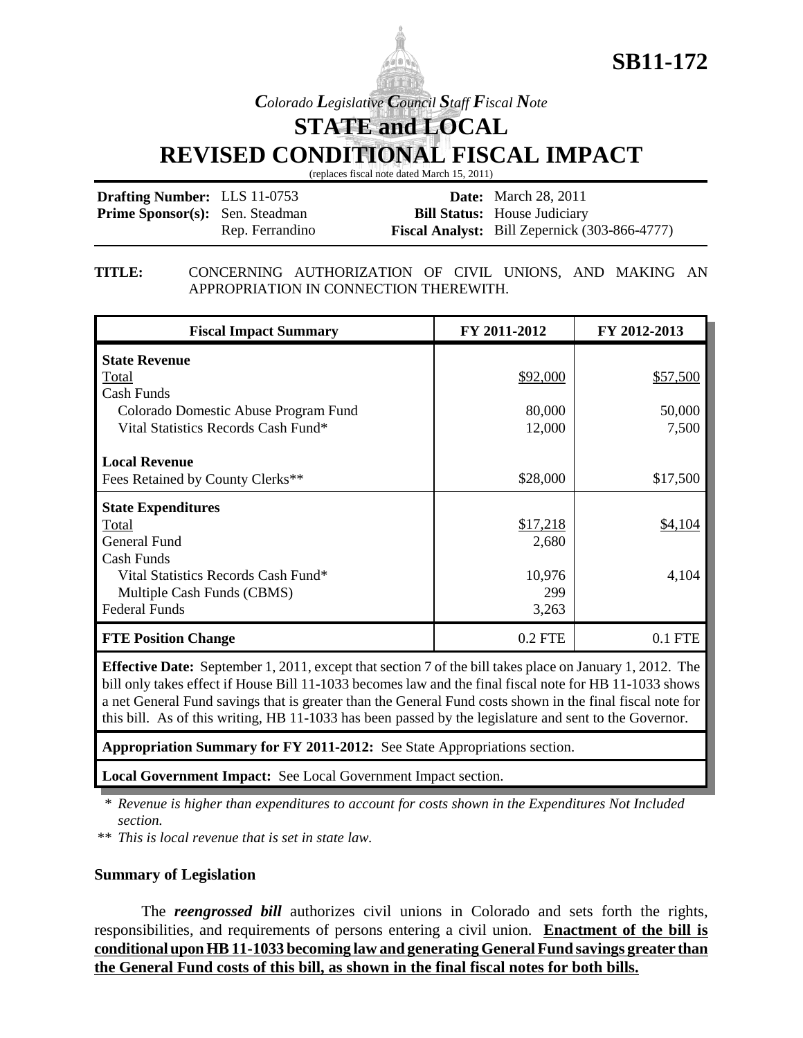# SB11-172

*Colorado Legislative Council Staff Fiscal Note*

## STATE and LOCAL
## REVISED CONDITIONAL FISCAL IMPACT

(replaces fiscal note dated March 15, 2011)

**Drafting Number:** LLS 11-0753
**Prime Sponsor(s):** Sen. Steadman
Rep. Ferrandino

**Date:** March 28, 2011
**Bill Status:** House Judiciary
**Fiscal Analyst:** Bill Zepernick (303-866-4777)

**TITLE:** CONCERNING AUTHORIZATION OF CIVIL UNIONS, AND MAKING AN APPROPRIATION IN CONNECTION THEREWITH.

| Fiscal Impact Summary | FY 2011-2012 | FY 2012-2013 |
|---|---|---|
| **State Revenue** | | |
| Total | $92,000 | $57,500 |
| Cash Funds | | |
| Colorado Domestic Abuse Program Fund | 80,000 | 50,000 |
| Vital Statistics Records Cash Fund* | 12,000 | 7,500 |
| **Local Revenue** | | |
| Fees Retained by County Clerks** | $28,000 | $17,500 |
| **State Expenditures** | | |
| Total | $17,218 | $4,104 |
| General Fund | 2,680 | |
| Cash Funds | | |
| Vital Statistics Records Cash Fund* | 10,976 | 4,104 |
| Multiple Cash Funds (CBMS) | 299 | |
| Federal Funds | 3,263 | |
| **FTE Position Change** | 0.2 FTE | 0.1 FTE |

**Effective Date:** September 1, 2011, except that section 7 of the bill takes place on January 1, 2012. The bill only takes effect if House Bill 11-1033 becomes law and the final fiscal note for HB 11-1033 shows a net General Fund savings that is greater than the General Fund costs shown in the final fiscal note for this bill. As of this writing, HB 11-1033 has been passed by the legislature and sent to the Governor.

**Appropriation Summary for FY 2011-2012:** See State Appropriations section.

**Local Government Impact:** See Local Government Impact section.

\* *Revenue is higher than expenditures to account for costs shown in the Expenditures Not Included section.*

\*\* *This is local revenue that is set in state law.*

### Summary of Legislation

The ***reengrossed bill*** authorizes civil unions in Colorado and sets forth the rights, responsibilities, and requirements of persons entering a civil union. **Enactment of the bill is conditional upon HB 11-1033 becoming law and generating General Fund savings greater than the General Fund costs of this bill, as shown in the final fiscal notes for both bills.**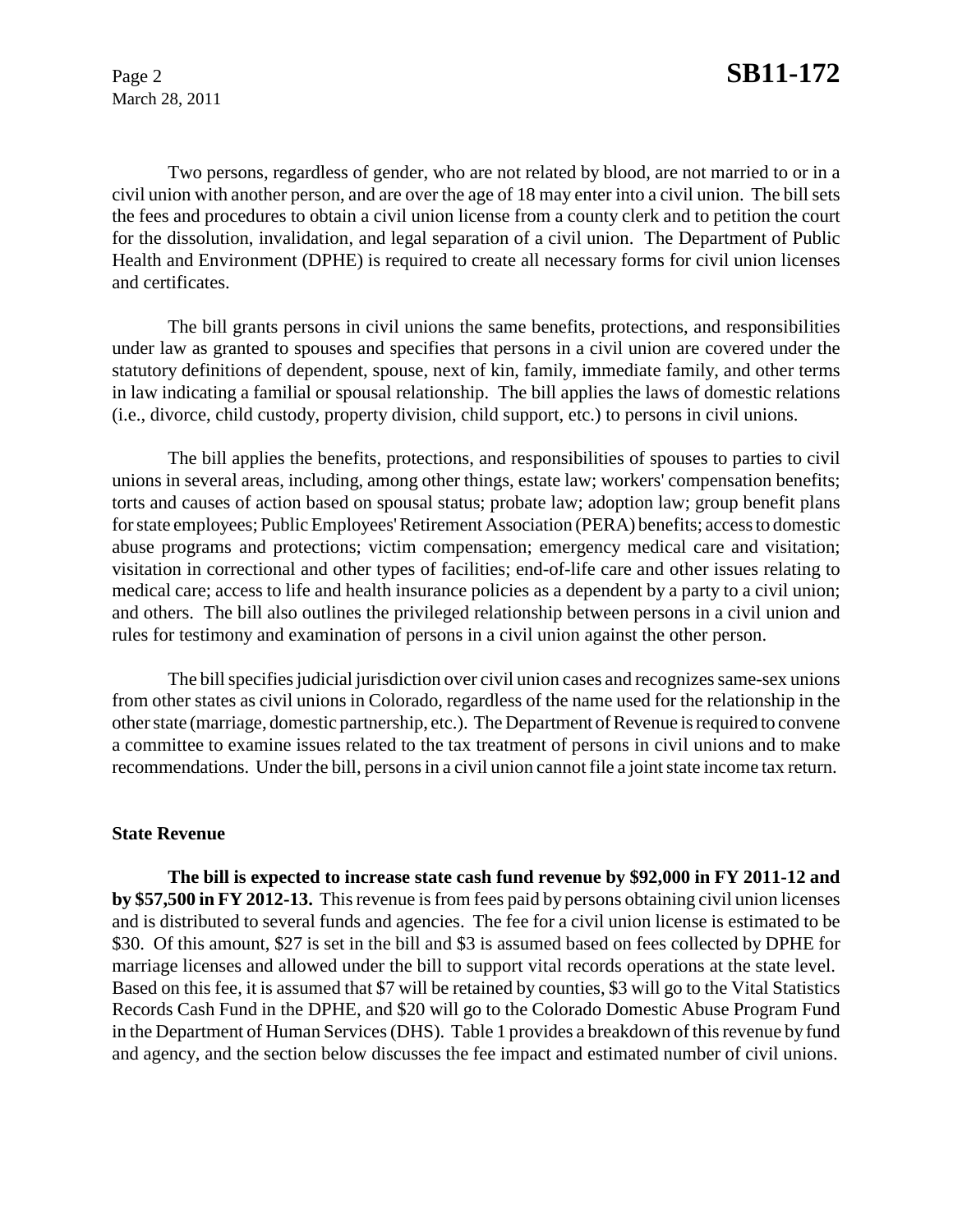Two persons, regardless of gender, who are not related by blood, are not married to or in a civil union with another person, and are over the age of 18 may enter into a civil union. The bill sets the fees and procedures to obtain a civil union license from a county clerk and to petition the court for the dissolution, invalidation, and legal separation of a civil union. The Department of Public Health and Environment (DPHE) is required to create all necessary forms for civil union licenses and certificates.

The bill grants persons in civil unions the same benefits, protections, and responsibilities under law as granted to spouses and specifies that persons in a civil union are covered under the statutory definitions of dependent, spouse, next of kin, family, immediate family, and other terms in law indicating a familial or spousal relationship. The bill applies the laws of domestic relations (i.e., divorce, child custody, property division, child support, etc.) to persons in civil unions.

The bill applies the benefits, protections, and responsibilities of spouses to parties to civil unions in several areas, including, among other things, estate law; workers' compensation benefits; torts and causes of action based on spousal status; probate law; adoption law; group benefit plans for state employees; Public Employees' Retirement Association (PERA) benefits; access to domestic abuse programs and protections; victim compensation; emergency medical care and visitation; visitation in correctional and other types of facilities; end-of-life care and other issues relating to medical care; access to life and health insurance policies as a dependent by a party to a civil union; and others. The bill also outlines the privileged relationship between persons in a civil union and rules for testimony and examination of persons in a civil union against the other person.

The bill specifies judicial jurisdiction over civil union cases and recognizes same-sex unions from other states as civil unions in Colorado, regardless of the name used for the relationship in the other state (marriage, domestic partnership, etc.). The Department of Revenue is required to convene a committee to examine issues related to the tax treatment of persons in civil unions and to make recommendations. Under the bill, persons in a civil union cannot file a joint state income tax return.

**State Revenue**

**The bill is expected to increase state cash fund revenue by $92,000 in FY 2011-12 and by $57,500 in FY 2012-13.** This revenue is from fees paid by persons obtaining civil union licenses and is distributed to several funds and agencies. The fee for a civil union license is estimated to be $30. Of this amount, $27 is set in the bill and $3 is assumed based on fees collected by DPHE for marriage licenses and allowed under the bill to support vital records operations at the state level. Based on this fee, it is assumed that $7 will be retained by counties, $3 will go to the Vital Statistics Records Cash Fund in the DPHE, and $20 will go to the Colorado Domestic Abuse Program Fund in the Department of Human Services (DHS). Table 1 provides a breakdown of this revenue by fund and agency, and the section below discusses the fee impact and estimated number of civil unions.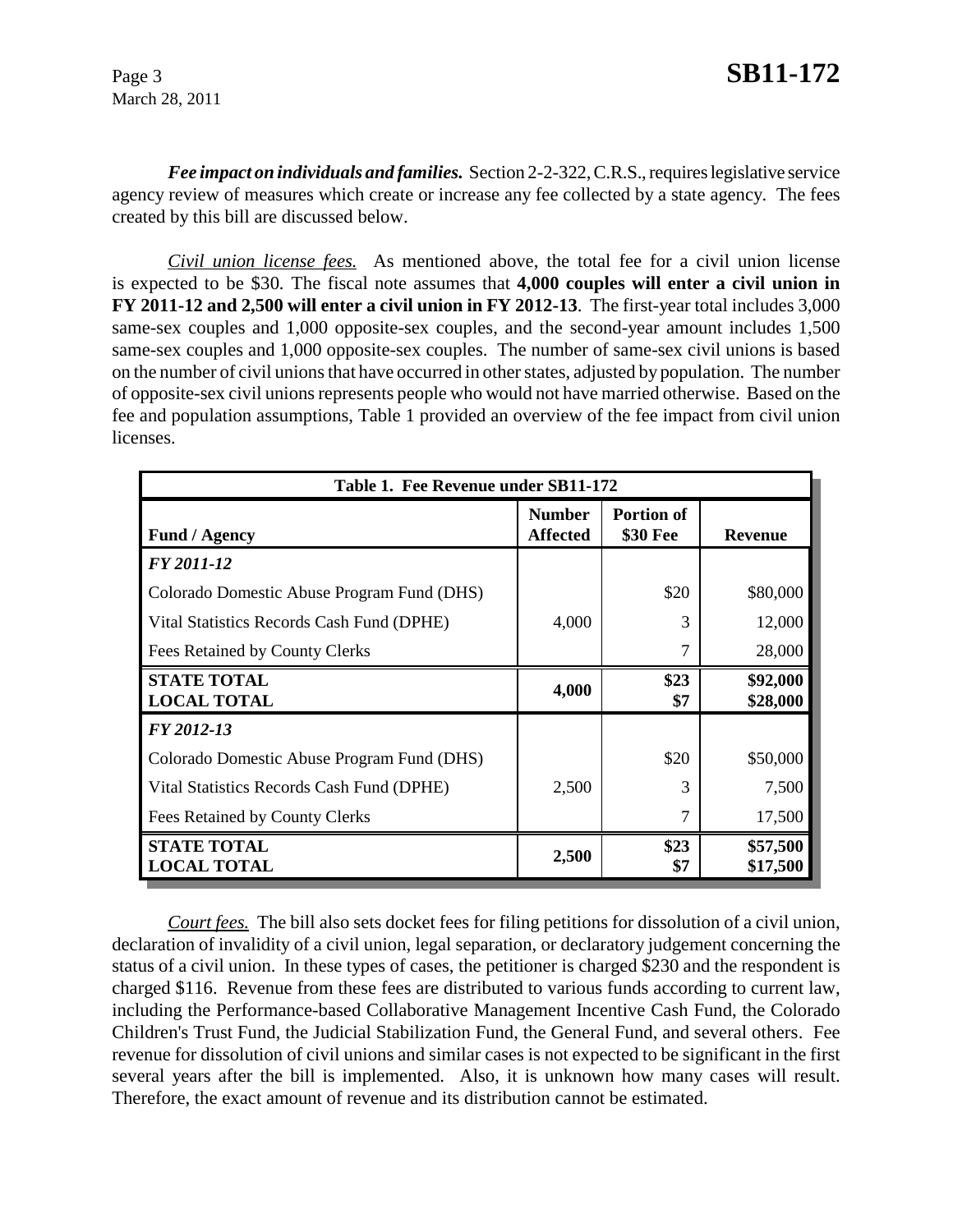***Fee impact on individuals and families.*** Section 2-2-322, C.R.S., requires legislative service agency review of measures which create or increase any fee collected by a state agency. The fees created by this bill are discussed below.

*Civil union license fees.* As mentioned above, the total fee for a civil union license is expected to be $30. The fiscal note assumes that **4,000 couples will enter a civil union in FY 2011-12 and 2,500 will enter a civil union in FY 2012-13**. The first-year total includes 3,000 same-sex couples and 1,000 opposite-sex couples, and the second-year amount includes 1,500 same-sex couples and 1,000 opposite-sex couples. The number of same-sex civil unions is based on the number of civil unions that have occurred in other states, adjusted by population. The number of opposite-sex civil unions represents people who would not have married otherwise. Based on the fee and population assumptions, Table 1 provided an overview of the fee impact from civil union licenses.

| Table 1. Fee Revenue under SB11-172 | | | |
|---|---|---|---|
| **Fund / Agency** | **Number Affected** | **Portion of $30 Fee** | **Revenue** |
| ***FY 2011-12*** | | | |
| Colorado Domestic Abuse Program Fund (DHS) | | $20 | $80,000 |
| Vital Statistics Records Cash Fund (DPHE) | 4,000 | 3 | 12,000 |
| Fees Retained by County Clerks | | 7 | 28,000 |
| **STATE TOTAL** | **4,000** | **$23** | **$92,000** |
| **LOCAL TOTAL** | | **$7** | **$28,000** |
| ***FY 2012-13*** | | | |
| Colorado Domestic Abuse Program Fund (DHS) | | $20 | $50,000 |
| Vital Statistics Records Cash Fund (DPHE) | 2,500 | 3 | 7,500 |
| Fees Retained by County Clerks | | 7 | 17,500 |
| **STATE TOTAL** | **2,500** | **$23** | **$57,500** |
| **LOCAL TOTAL** | | **$7** | **$17,500** |

*Court fees.* The bill also sets docket fees for filing petitions for dissolution of a civil union, declaration of invalidity of a civil union, legal separation, or declaratory judgement concerning the status of a civil union. In these types of cases, the petitioner is charged $230 and the respondent is charged $116. Revenue from these fees are distributed to various funds according to current law, including the Performance-based Collaborative Management Incentive Cash Fund, the Colorado Children's Trust Fund, the Judicial Stabilization Fund, the General Fund, and several others. Fee revenue for dissolution of civil unions and similar cases is not expected to be significant in the first several years after the bill is implemented. Also, it is unknown how many cases will result. Therefore, the exact amount of revenue and its distribution cannot be estimated.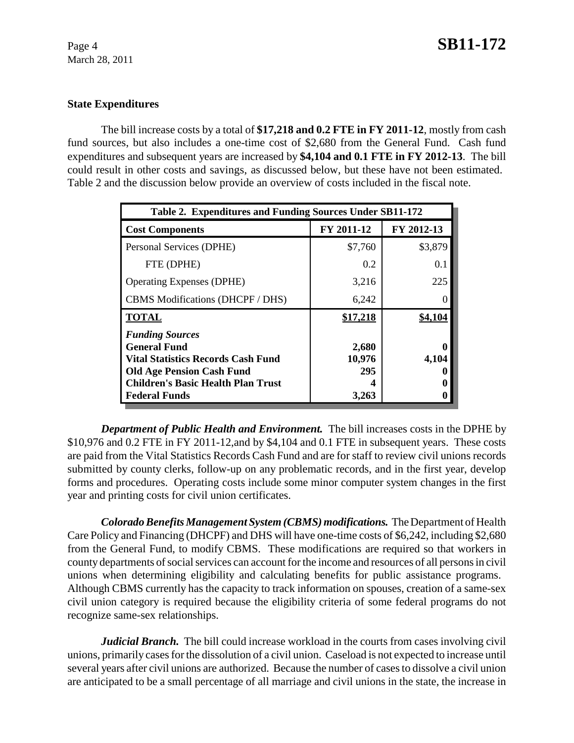**State Expenditures**

The bill increase costs by a total of **$17,218 and 0.2 FTE in FY 2011-12**, mostly from cash fund sources, but also includes a one-time cost of $2,680 from the General Fund. Cash fund expenditures and subsequent years are increased by **$4,104 and 0.1 FTE in FY 2012-13**. The bill could result in other costs and savings, as discussed below, but these have not been estimated. Table 2 and the discussion below provide an overview of costs included in the fiscal note.

| Table 2. Expenditures and Funding Sources Under SB11-172 | | |
|---|---|---|
| **Cost Components** | **FY 2011-12** | **FY 2012-13** |
| Personal Services (DPHE) | $7,760 | $3,879 |
| FTE (DPHE) | 0.2 | 0.1 |
| Operating Expenses (DPHE) | 3,216 | 225 |
| CBMS Modifications (DHCPF / DHS) | 6,242 | 0 |
| **TOTAL** | **$17,218** | **$4,104** |
| ***Funding Sources*** | | |
| **General Fund** | **2,680** | **0** |
| **Vital Statistics Records Cash Fund** | **10,976** | **4,104** |
| **Old Age Pension Cash Fund** | **295** | **0** |
| **Children's Basic Health Plan Trust** | **4** | **0** |
| **Federal Funds** | **3,263** | **0** |

***Department of Public Health and Environment.*** The bill increases costs in the DPHE by $10,976 and 0.2 FTE in FY 2011-12,and by $4,104 and 0.1 FTE in subsequent years. These costs are paid from the Vital Statistics Records Cash Fund and are for staff to review civil unions records submitted by county clerks, follow-up on any problematic records, and in the first year, develop forms and procedures. Operating costs include some minor computer system changes in the first year and printing costs for civil union certificates.

***Colorado Benefits Management System (CBMS) modifications.*** The Department of Health Care Policy and Financing (DHCPF) and DHS will have one-time costs of $6,242, including $2,680 from the General Fund, to modify CBMS. These modifications are required so that workers in county departments of social services can account for the income and resources of all persons in civil unions when determining eligibility and calculating benefits for public assistance programs. Although CBMS currently has the capacity to track information on spouses, creation of a same-sex civil union category is required because the eligibility criteria of some federal programs do not recognize same-sex relationships.

***Judicial Branch.*** The bill could increase workload in the courts from cases involving civil unions, primarily cases for the dissolution of a civil union. Caseload is not expected to increase until several years after civil unions are authorized. Because the number of cases to dissolve a civil union are anticipated to be a small percentage of all marriage and civil unions in the state, the increase in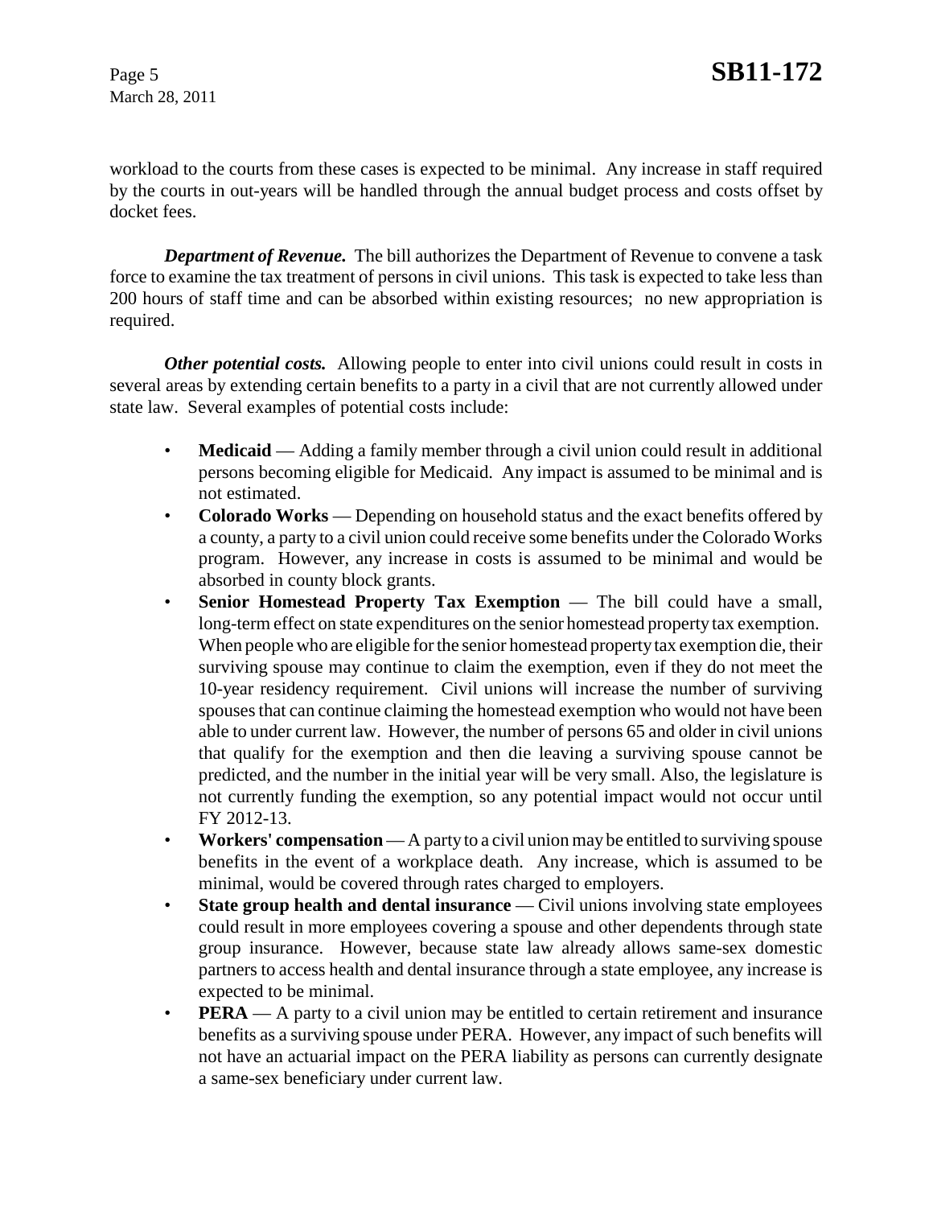workload to the courts from these cases is expected to be minimal. Any increase in staff required by the courts in out-years will be handled through the annual budget process and costs offset by docket fees.

***Department of Revenue.*** The bill authorizes the Department of Revenue to convene a task force to examine the tax treatment of persons in civil unions. This task is expected to take less than 200 hours of staff time and can be absorbed within existing resources; no new appropriation is required.

***Other potential costs.*** Allowing people to enter into civil unions could result in costs in several areas by extending certain benefits to a party in a civil that are not currently allowed under state law. Several examples of potential costs include:

- **Medicaid** — Adding a family member through a civil union could result in additional persons becoming eligible for Medicaid. Any impact is assumed to be minimal and is not estimated.
- **Colorado Works** — Depending on household status and the exact benefits offered by a county, a party to a civil union could receive some benefits under the Colorado Works program. However, any increase in costs is assumed to be minimal and would be absorbed in county block grants.
- **Senior Homestead Property Tax Exemption** — The bill could have a small, long-term effect on state expenditures on the senior homestead property tax exemption. When people who are eligible for the senior homestead property tax exemption die, their surviving spouse may continue to claim the exemption, even if they do not meet the 10-year residency requirement. Civil unions will increase the number of surviving spouses that can continue claiming the homestead exemption who would not have been able to under current law. However, the number of persons 65 and older in civil unions that qualify for the exemption and then die leaving a surviving spouse cannot be predicted, and the number in the initial year will be very small. Also, the legislature is not currently funding the exemption, so any potential impact would not occur until FY 2012-13.
- **Workers' compensation** — A party to a civil union may be entitled to surviving spouse benefits in the event of a workplace death. Any increase, which is assumed to be minimal, would be covered through rates charged to employers.
- **State group health and dental insurance** — Civil unions involving state employees could result in more employees covering a spouse and other dependents through state group insurance. However, because state law already allows same-sex domestic partners to access health and dental insurance through a state employee, any increase is expected to be minimal.
- **PERA** — A party to a civil union may be entitled to certain retirement and insurance benefits as a surviving spouse under PERA. However, any impact of such benefits will not have an actuarial impact on the PERA liability as persons can currently designate a same-sex beneficiary under current law.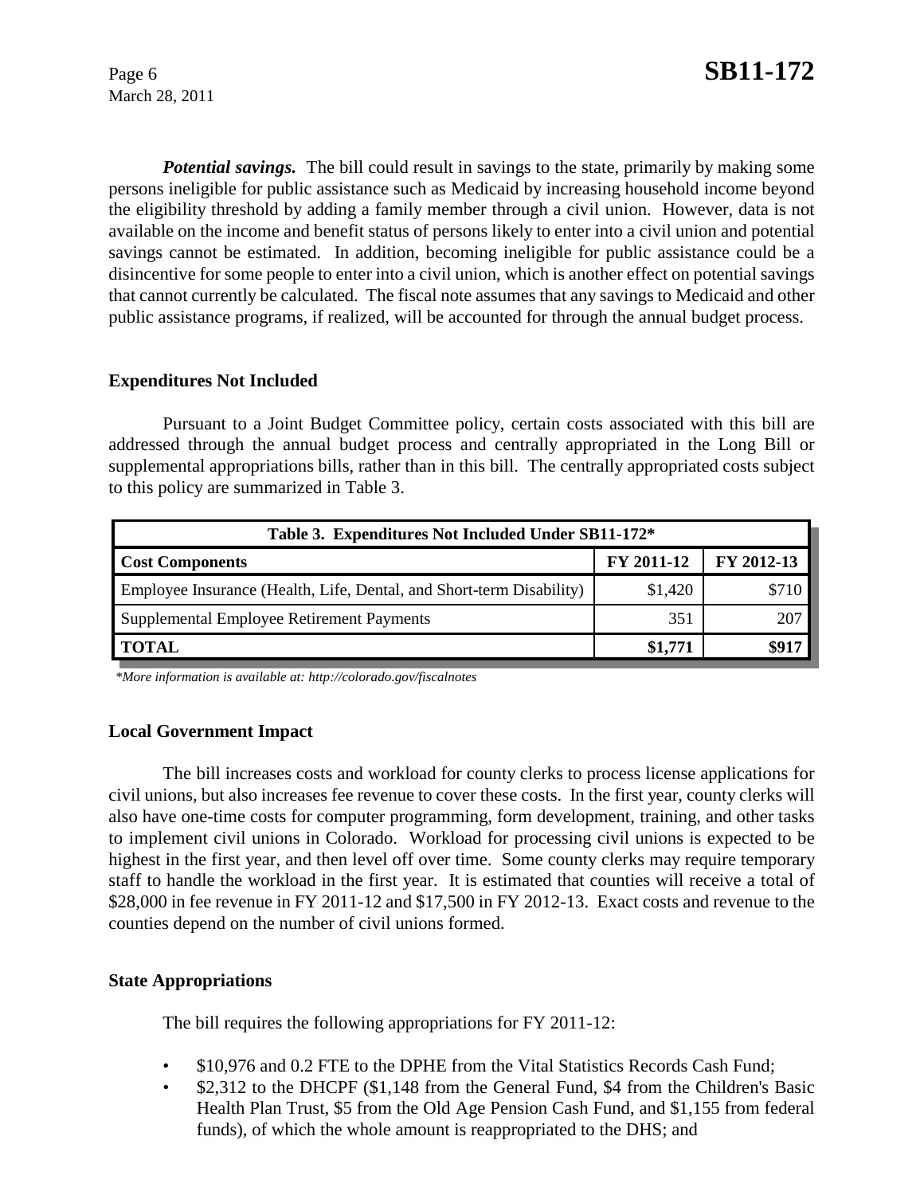***Potential savings.*** The bill could result in savings to the state, primarily by making some persons ineligible for public assistance such as Medicaid by increasing household income beyond the eligibility threshold by adding a family member through a civil union. However, data is not available on the income and benefit status of persons likely to enter into a civil union and potential savings cannot be estimated. In addition, becoming ineligible for public assistance could be a disincentive for some people to enter into a civil union, which is another effect on potential savings that cannot currently be calculated. The fiscal note assumes that any savings to Medicaid and other public assistance programs, if realized, will be accounted for through the annual budget process.

### Expenditures Not Included

Pursuant to a Joint Budget Committee policy, certain costs associated with this bill are addressed through the annual budget process and centrally appropriated in the Long Bill or supplemental appropriations bills, rather than in this bill. The centrally appropriated costs subject to this policy are summarized in Table 3.

| Table 3. Expenditures Not Included Under SB11-172* | | |
|---|---|---|
| **Cost Components** | **FY 2011-12** | **FY 2012-13** |
| Employee Insurance (Health, Life, Dental, and Short-term Disability) | $1,420 | $710 |
| Supplemental Employee Retirement Payments | 351 | 207 |
| **TOTAL** | **$1,771** | **$917** |

*\*More information is available at: http://colorado.gov/fiscalnotes*

### Local Government Impact

The bill increases costs and workload for county clerks to process license applications for civil unions, but also increases fee revenue to cover these costs. In the first year, county clerks will also have one-time costs for computer programming, form development, training, and other tasks to implement civil unions in Colorado. Workload for processing civil unions is expected to be highest in the first year, and then level off over time. Some county clerks may require temporary staff to handle the workload in the first year. It is estimated that counties will receive a total of $28,000 in fee revenue in FY 2011-12 and $17,500 in FY 2012-13. Exact costs and revenue to the counties depend on the number of civil unions formed.

### State Appropriations

The bill requires the following appropriations for FY 2011-12:

- $10,976 and 0.2 FTE to the DPHE from the Vital Statistics Records Cash Fund;
- $2,312 to the DHCPF ($1,148 from the General Fund, $4 from the Children's Basic Health Plan Trust, $5 from the Old Age Pension Cash Fund, and $1,155 from federal funds), of which the whole amount is reappropriated to the DHS; and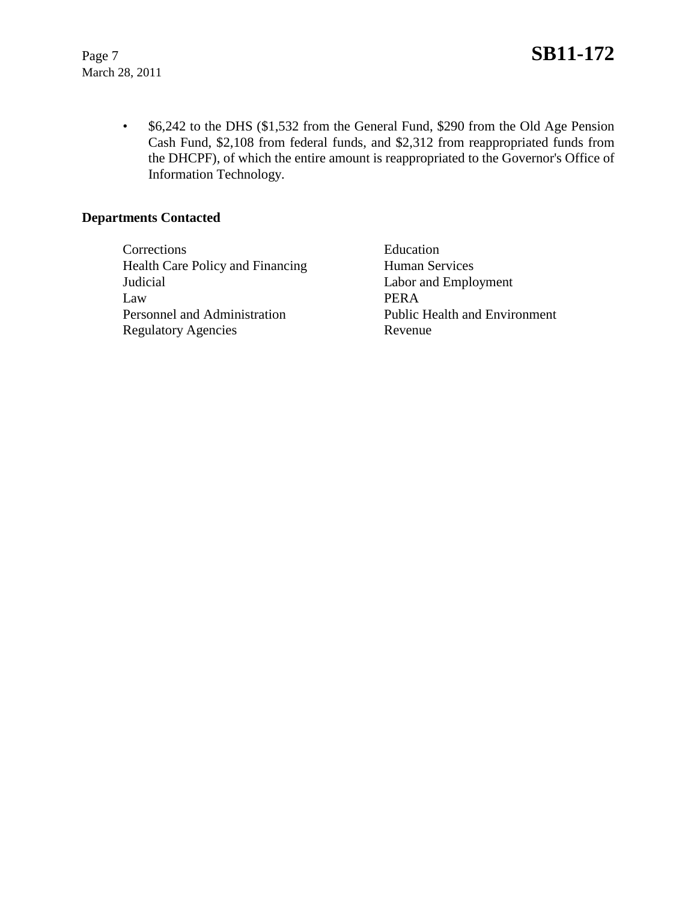- $6,242 to the DHS ($1,532 from the General Fund, $290 from the Old Age Pension Cash Fund, $2,108 from federal funds, and $2,312 from reappropriated funds from the DHCPF), of which the entire amount is reappropriated to the Governor's Office of Information Technology.

**Departments Contacted**

| | |
|---|---|
| Corrections | Education |
| Health Care Policy and Financing | Human Services |
| Judicial | Labor and Employment |
| Law | PERA |
| Personnel and Administration | Public Health and Environment |
| Regulatory Agencies | Revenue |